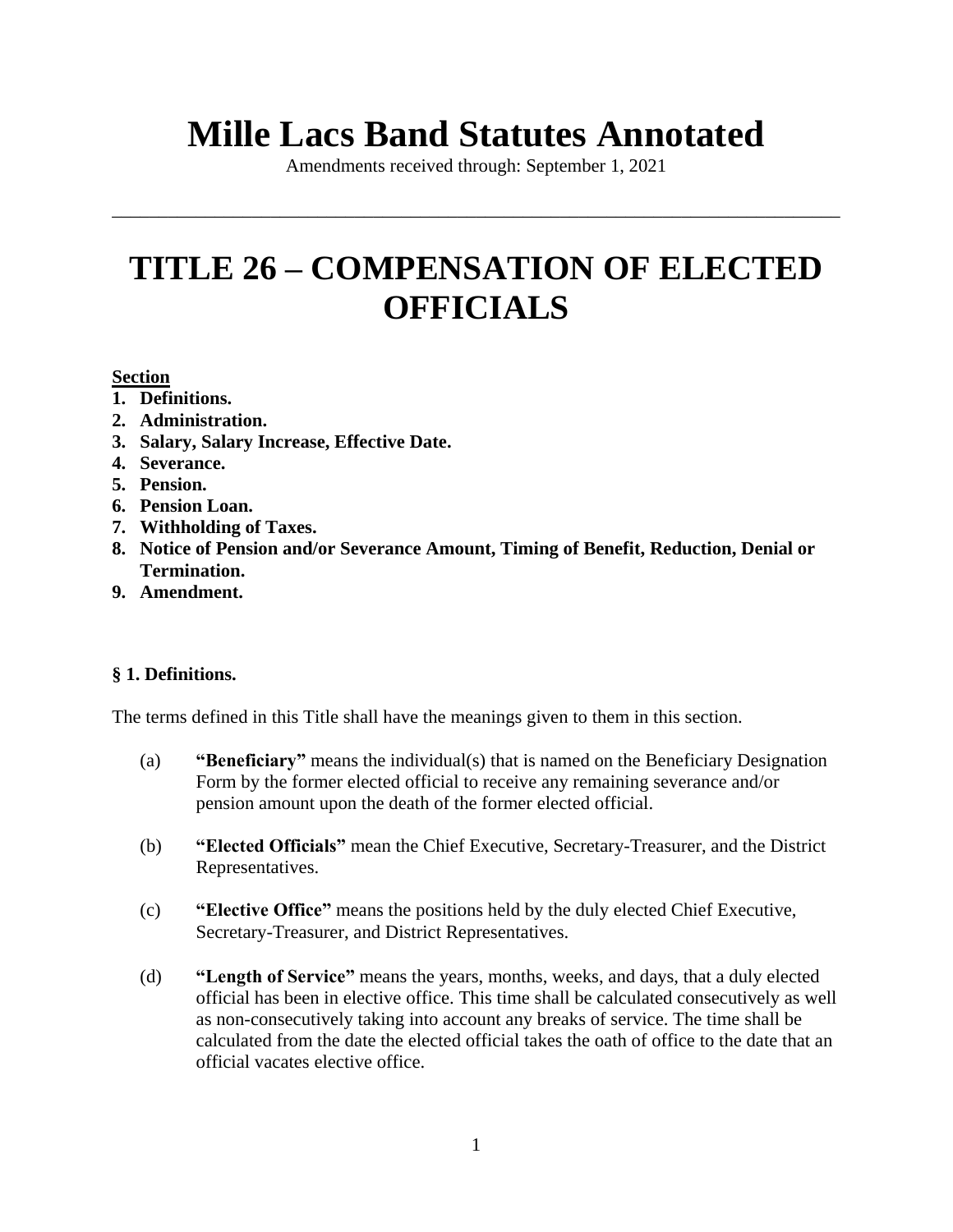# Mille Lacs Band Statutes Annotated

Amendments received through: September 1, 2021

---

# TITLE 26 – COMPENSATION OF ELECTED OFFICIALS

**Section**

1. **Definitions.**
2. **Administration.**
3. **Salary, Salary Increase, Effective Date.**
4. **Severance.**
5. **Pension.**
6. **Pension Loan.**
7. **Withholding of Taxes.**
8. **Notice of Pension and/or Severance Amount, Timing of Benefit, Reduction, Denial or Termination.**
9. **Amendment.**

### § 1. Definitions.

The terms defined in this Title shall have the meanings given to them in this section.

(a) **"Beneficiary"** means the individual(s) that is named on the Beneficiary Designation Form by the former elected official to receive any remaining severance and/or pension amount upon the death of the former elected official.

(b) **"Elected Officials"** mean the Chief Executive, Secretary-Treasurer, and the District Representatives.

(c) **"Elective Office"** means the positions held by the duly elected Chief Executive, Secretary-Treasurer, and District Representatives.

(d) **"Length of Service"** means the years, months, weeks, and days, that a duly elected official has been in elective office. This time shall be calculated consecutively as well as non-consecutively taking into account any breaks of service. The time shall be calculated from the date the elected official takes the oath of office to the date that an official vacates elective office.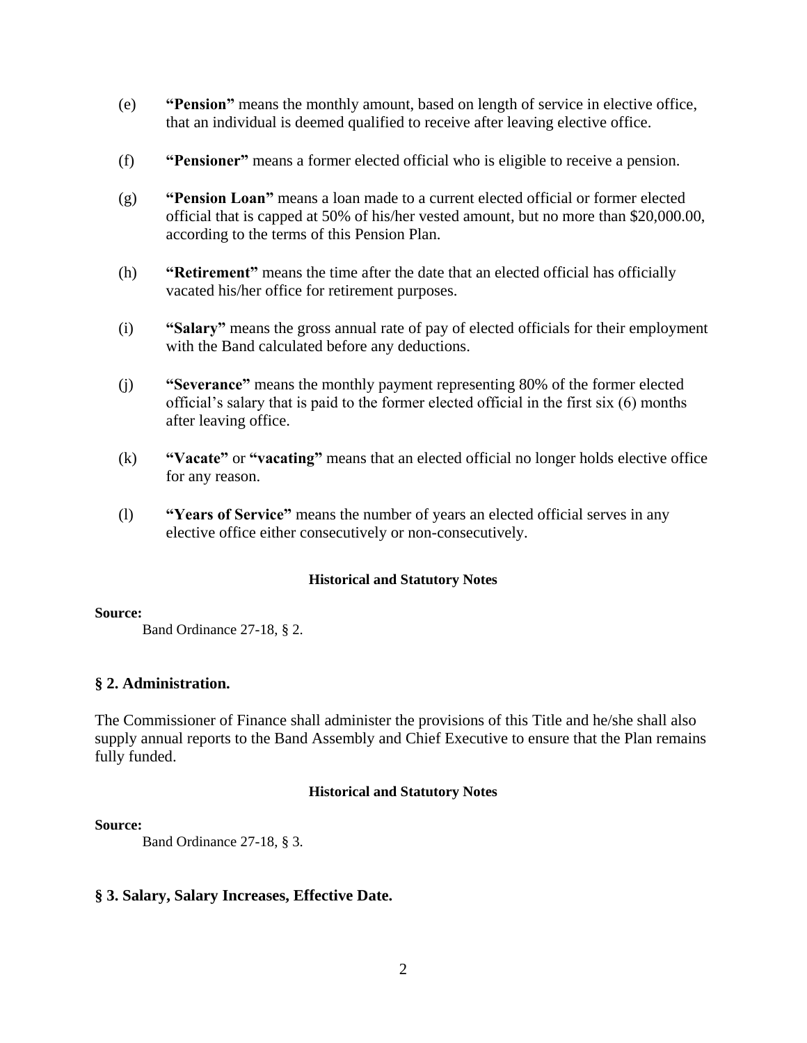(e) **"Pension"** means the monthly amount, based on length of service in elective office, that an individual is deemed qualified to receive after leaving elective office.

(f) **"Pensioner"** means a former elected official who is eligible to receive a pension.

(g) **"Pension Loan"** means a loan made to a current elected official or former elected official that is capped at 50% of his/her vested amount, but no more than $20,000.00, according to the terms of this Pension Plan.

(h) **"Retirement"** means the time after the date that an elected official has officially vacated his/her office for retirement purposes.

(i) **"Salary"** means the gross annual rate of pay of elected officials for their employment with the Band calculated before any deductions.

(j) **"Severance"** means the monthly payment representing 80% of the former elected official's salary that is paid to the former elected official in the first six (6) months after leaving office.

(k) **"Vacate"** or **"vacating"** means that an elected official no longer holds elective office for any reason.

(l) **"Years of Service"** means the number of years an elected official serves in any elective office either consecutively or non-consecutively.

**Historical and Statutory Notes**

**Source:**

Band Ordinance 27-18, § 2.

## § 2. Administration.

The Commissioner of Finance shall administer the provisions of this Title and he/she shall also supply annual reports to the Band Assembly and Chief Executive to ensure that the Plan remains fully funded.

**Historical and Statutory Notes**

**Source:**

Band Ordinance 27-18, § 3.

## § 3. Salary, Salary Increases, Effective Date.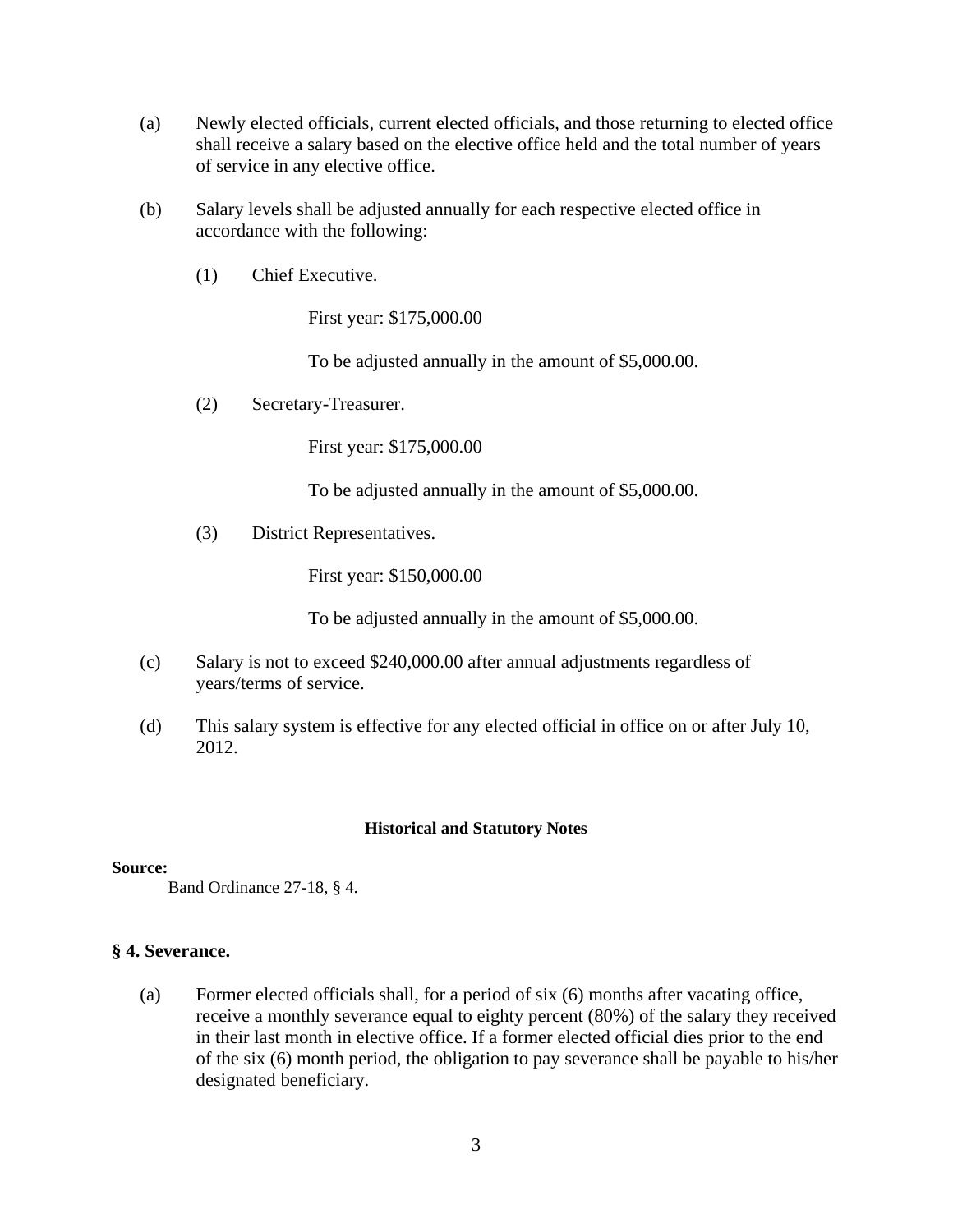(a) Newly elected officials, current elected officials, and those returning to elected office shall receive a salary based on the elective office held and the total number of years of service in any elective office.

(b) Salary levels shall be adjusted annually for each respective elected office in accordance with the following:

(1) Chief Executive.

First year: $175,000.00

To be adjusted annually in the amount of $5,000.00.

(2) Secretary-Treasurer.

First year: $175,000.00

To be adjusted annually in the amount of $5,000.00.

(3) District Representatives.

First year: $150,000.00

To be adjusted annually in the amount of $5,000.00.

(c) Salary is not to exceed $240,000.00 after annual adjustments regardless of years/terms of service.

(d) This salary system is effective for any elected official in office on or after July 10, 2012.

**Historical and Statutory Notes**

**Source:**

Band Ordinance 27-18, § 4.

## § 4. Severance.

(a) Former elected officials shall, for a period of six (6) months after vacating office, receive a monthly severance equal to eighty percent (80%) of the salary they received in their last month in elective office. If a former elected official dies prior to the end of the six (6) month period, the obligation to pay severance shall be payable to his/her designated beneficiary.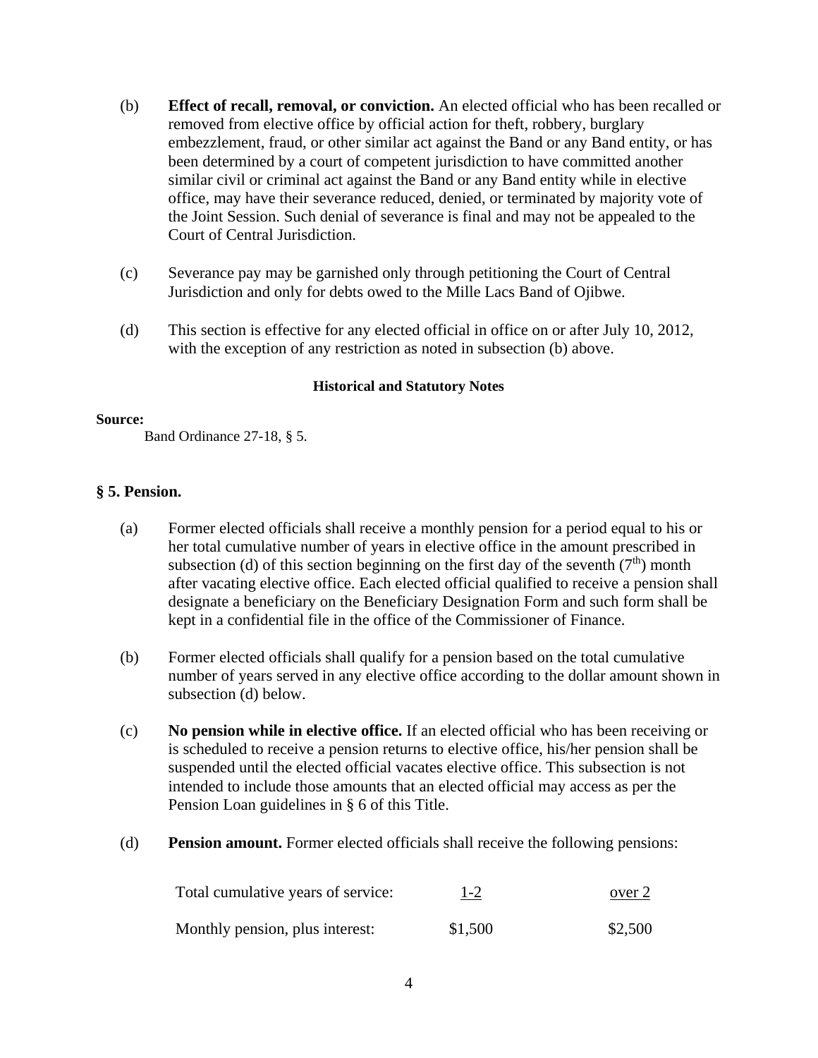(b) **Effect of recall, removal, or conviction.** An elected official who has been recalled or removed from elective office by official action for theft, robbery, burglary embezzlement, fraud, or other similar act against the Band or any Band entity, or has been determined by a court of competent jurisdiction to have committed another similar civil or criminal act against the Band or any Band entity while in elective office, may have their severance reduced, denied, or terminated by majority vote of the Joint Session. Such denial of severance is final and may not be appealed to the Court of Central Jurisdiction.

(c) Severance pay may be garnished only through petitioning the Court of Central Jurisdiction and only for debts owed to the Mille Lacs Band of Ojibwe.

(d) This section is effective for any elected official in office on or after July 10, 2012, with the exception of any restriction as noted in subsection (b) above.

**Historical and Statutory Notes**

**Source:**

Band Ordinance 27-18, § 5.

### § 5. Pension.

(a) Former elected officials shall receive a monthly pension for a period equal to his or her total cumulative number of years in elective office in the amount prescribed in subsection (d) of this section beginning on the first day of the seventh (7th) month after vacating elective office. Each elected official qualified to receive a pension shall designate a beneficiary on the Beneficiary Designation Form and such form shall be kept in a confidential file in the office of the Commissioner of Finance.

(b) Former elected officials shall qualify for a pension based on the total cumulative number of years served in any elective office according to the dollar amount shown in subsection (d) below.

(c) **No pension while in elective office.** If an elected official who has been receiving or is scheduled to receive a pension returns to elective office, his/her pension shall be suspended until the elected official vacates elective office. This subsection is not intended to include those amounts that an elected official may access as per the Pension Loan guidelines in § 6 of this Title.

(d) **Pension amount.** Former elected officials shall receive the following pensions:

| Total cumulative years of service: | 1-2 | over 2 |
|---|---|---|
| Monthly pension, plus interest: | $1,500 | $2,500 |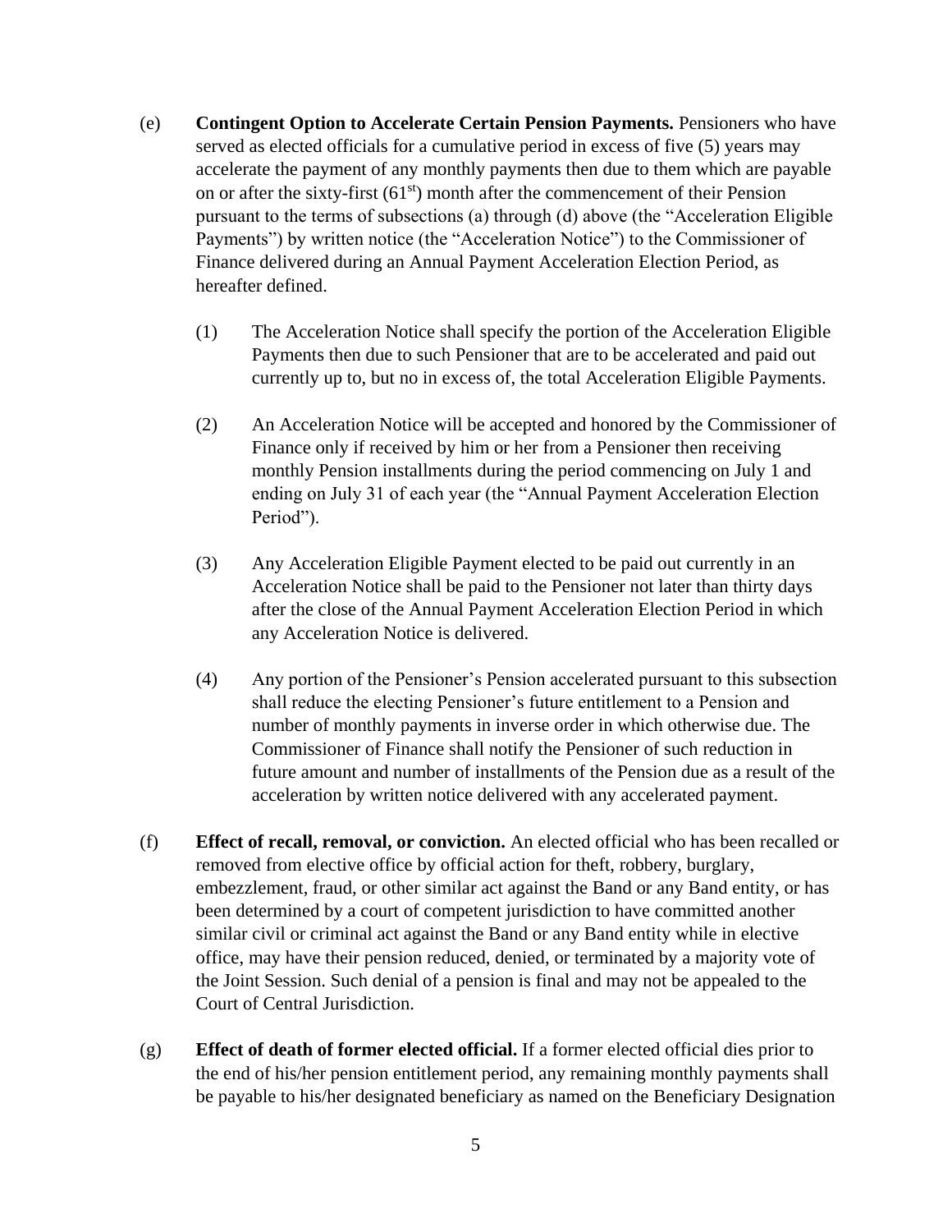(e) **Contingent Option to Accelerate Certain Pension Payments.** Pensioners who have served as elected officials for a cumulative period in excess of five (5) years may accelerate the payment of any monthly payments then due to them which are payable on or after the sixty-first (61st) month after the commencement of their Pension pursuant to the terms of subsections (a) through (d) above (the "Acceleration Eligible Payments") by written notice (the "Acceleration Notice") to the Commissioner of Finance delivered during an Annual Payment Acceleration Election Period, as hereafter defined.

(1) The Acceleration Notice shall specify the portion of the Acceleration Eligible Payments then due to such Pensioner that are to be accelerated and paid out currently up to, but no in excess of, the total Acceleration Eligible Payments.

(2) An Acceleration Notice will be accepted and honored by the Commissioner of Finance only if received by him or her from a Pensioner then receiving monthly Pension installments during the period commencing on July 1 and ending on July 31 of each year (the "Annual Payment Acceleration Election Period").

(3) Any Acceleration Eligible Payment elected to be paid out currently in an Acceleration Notice shall be paid to the Pensioner not later than thirty days after the close of the Annual Payment Acceleration Election Period in which any Acceleration Notice is delivered.

(4) Any portion of the Pensioner's Pension accelerated pursuant to this subsection shall reduce the electing Pensioner's future entitlement to a Pension and number of monthly payments in inverse order in which otherwise due. The Commissioner of Finance shall notify the Pensioner of such reduction in future amount and number of installments of the Pension due as a result of the acceleration by written notice delivered with any accelerated payment.

(f) **Effect of recall, removal, or conviction.** An elected official who has been recalled or removed from elective office by official action for theft, robbery, burglary, embezzlement, fraud, or other similar act against the Band or any Band entity, or has been determined by a court of competent jurisdiction to have committed another similar civil or criminal act against the Band or any Band entity while in elective office, may have their pension reduced, denied, or terminated by a majority vote of the Joint Session. Such denial of a pension is final and may not be appealed to the Court of Central Jurisdiction.

(g) **Effect of death of former elected official.** If a former elected official dies prior to the end of his/her pension entitlement period, any remaining monthly payments shall be payable to his/her designated beneficiary as named on the Beneficiary Designation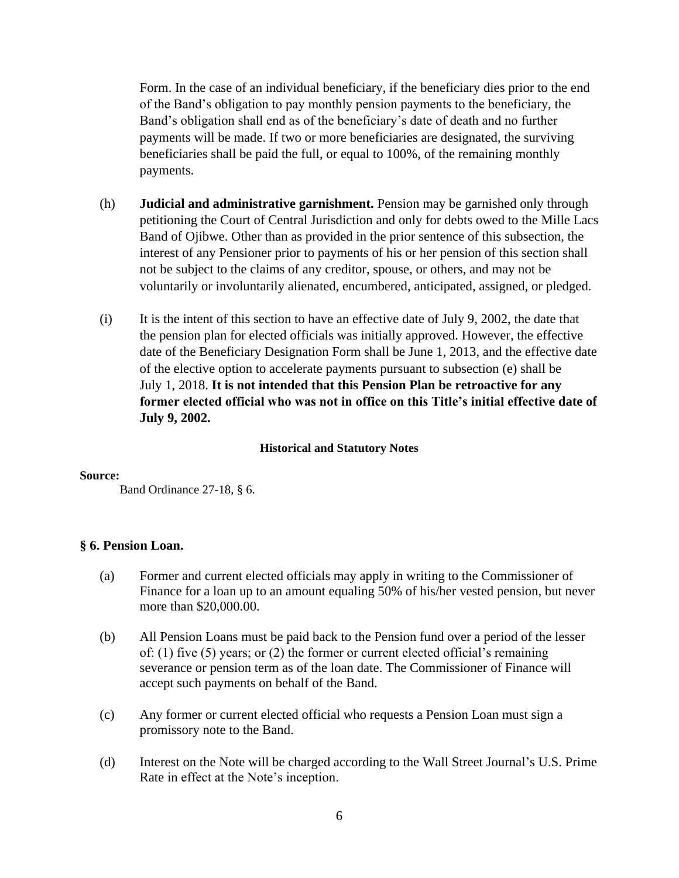Form. In the case of an individual beneficiary, if the beneficiary dies prior to the end of the Band's obligation to pay monthly pension payments to the beneficiary, the Band's obligation shall end as of the beneficiary's date of death and no further payments will be made. If two or more beneficiaries are designated, the surviving beneficiaries shall be paid the full, or equal to 100%, of the remaining monthly payments.

(h) **Judicial and administrative garnishment.** Pension may be garnished only through petitioning the Court of Central Jurisdiction and only for debts owed to the Mille Lacs Band of Ojibwe. Other than as provided in the prior sentence of this subsection, the interest of any Pensioner prior to payments of his or her pension of this section shall not be subject to the claims of any creditor, spouse, or others, and may not be voluntarily or involuntarily alienated, encumbered, anticipated, assigned, or pledged.

(i) It is the intent of this section to have an effective date of July 9, 2002, the date that the pension plan for elected officials was initially approved. However, the effective date of the Beneficiary Designation Form shall be June 1, 2013, and the effective date of the elective option to accelerate payments pursuant to subsection (e) shall be July 1, 2018. **It is not intended that this Pension Plan be retroactive for any former elected official who was not in office on this Title's initial effective date of July 9, 2002.**

**Historical and Statutory Notes**

**Source:**

Band Ordinance 27-18, § 6.

### § 6. Pension Loan.

(a) Former and current elected officials may apply in writing to the Commissioner of Finance for a loan up to an amount equaling 50% of his/her vested pension, but never more than $20,000.00.

(b) All Pension Loans must be paid back to the Pension fund over a period of the lesser of: (1) five (5) years; or (2) the former or current elected official's remaining severance or pension term as of the loan date. The Commissioner of Finance will accept such payments on behalf of the Band.

(c) Any former or current elected official who requests a Pension Loan must sign a promissory note to the Band.

(d) Interest on the Note will be charged according to the Wall Street Journal's U.S. Prime Rate in effect at the Note's inception.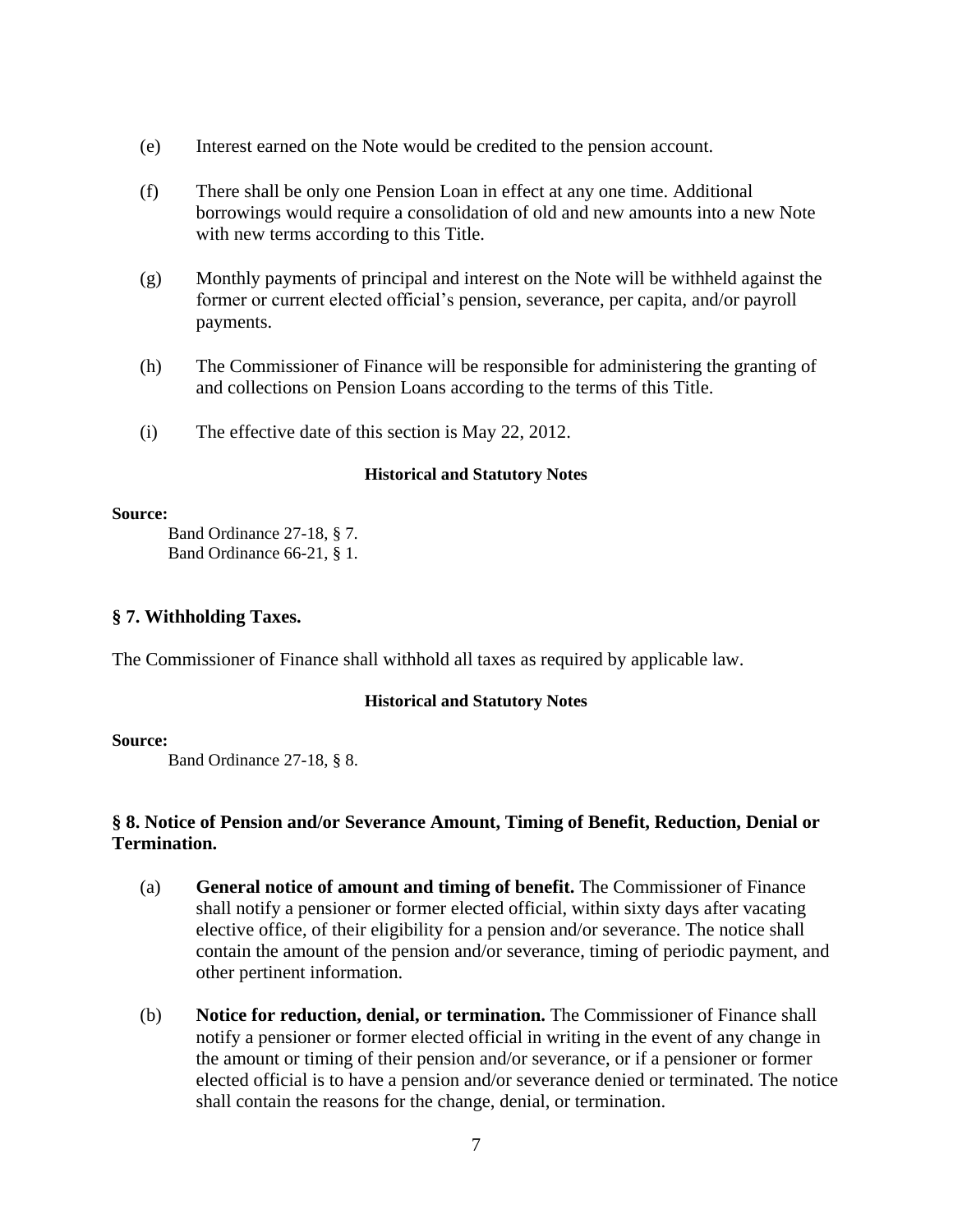(e) Interest earned on the Note would be credited to the pension account.

(f) There shall be only one Pension Loan in effect at any one time. Additional borrowings would require a consolidation of old and new amounts into a new Note with new terms according to this Title.

(g) Monthly payments of principal and interest on the Note will be withheld against the former or current elected official's pension, severance, per capita, and/or payroll payments.

(h) The Commissioner of Finance will be responsible for administering the granting of and collections on Pension Loans according to the terms of this Title.

(i) The effective date of this section is May 22, 2012.

**Historical and Statutory Notes**

**Source:**

Band Ordinance 27-18, § 7.
Band Ordinance 66-21, § 1.

### § 7. Withholding Taxes.

The Commissioner of Finance shall withhold all taxes as required by applicable law.

**Historical and Statutory Notes**

**Source:**

Band Ordinance 27-18, § 8.

### § 8. Notice of Pension and/or Severance Amount, Timing of Benefit, Reduction, Denial or Termination.

(a) **General notice of amount and timing of benefit.** The Commissioner of Finance shall notify a pensioner or former elected official, within sixty days after vacating elective office, of their eligibility for a pension and/or severance. The notice shall contain the amount of the pension and/or severance, timing of periodic payment, and other pertinent information.

(b) **Notice for reduction, denial, or termination.** The Commissioner of Finance shall notify a pensioner or former elected official in writing in the event of any change in the amount or timing of their pension and/or severance, or if a pensioner or former elected official is to have a pension and/or severance denied or terminated. The notice shall contain the reasons for the change, denial, or termination.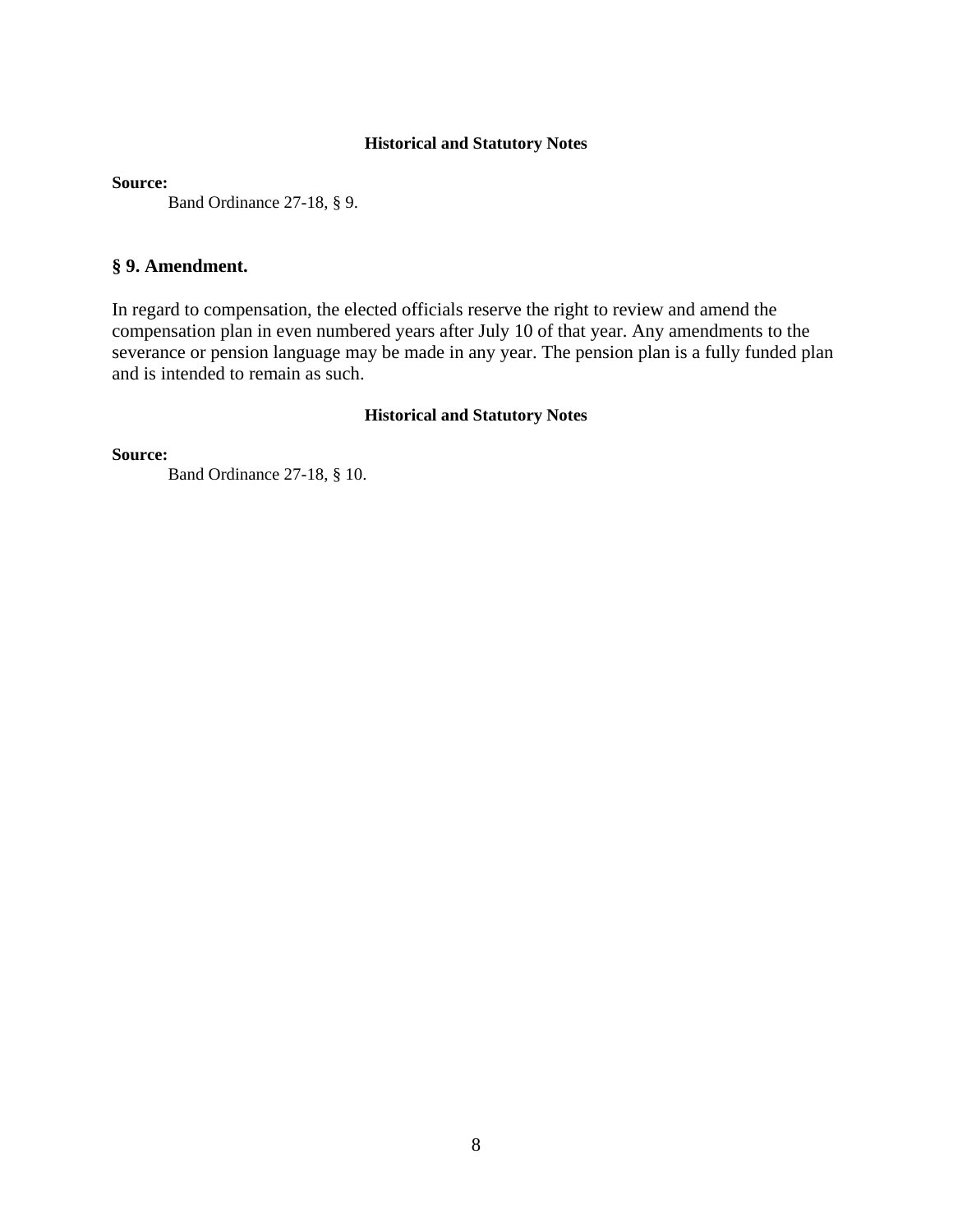**Historical and Statutory Notes**

**Source:**

Band Ordinance 27-18, § 9.

## § 9. Amendment.

In regard to compensation, the elected officials reserve the right to review and amend the compensation plan in even numbered years after July 10 of that year. Any amendments to the severance or pension language may be made in any year. The pension plan is a fully funded plan and is intended to remain as such.

**Historical and Statutory Notes**

**Source:**

Band Ordinance 27-18, § 10.